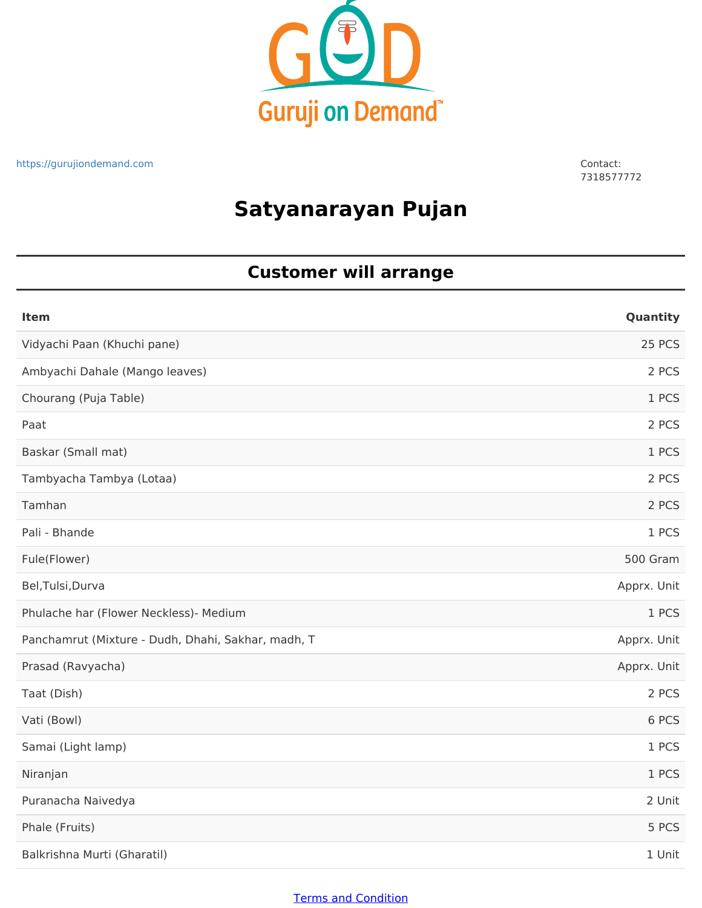Guruji on Demand™

https://gurujiondemand.com

Contact:
7318577772

# Satyanarayan Pujan

## Customer will arrange

| Item | Quantity |
|---|---|
| Vidyachi Paan (Khuchi pane) | 25 PCS |
| Ambyachi Dahale (Mango leaves) | 2 PCS |
| Chourang (Puja Table) | 1 PCS |
| Paat | 2 PCS |
| Baskar (Small mat) | 1 PCS |
| Tambyacha Tambya (Lotaa) | 2 PCS |
| Tamhan | 2 PCS |
| Pali - Bhande | 1 PCS |
| Fule(Flower) | 500 Gram |
| Bel,Tulsi,Durva | Apprx. Unit |
| Phulache har (Flower Neckless)- Medium | 1 PCS |
| Panchamrut (Mixture - Dudh, Dhahi, Sakhar, madh, T | Apprx. Unit |
| Prasad (Ravyacha) | Apprx. Unit |
| Taat (Dish) | 2 PCS |
| Vati (Bowl) | 6 PCS |
| Samai (Light lamp) | 1 PCS |
| Niranjan | 1 PCS |
| Puranacha Naivedya | 2 Unit |
| Phale (Fruits) | 5 PCS |
| Balkrishna Murti (Gharatil) | 1 Unit |

Terms and Condition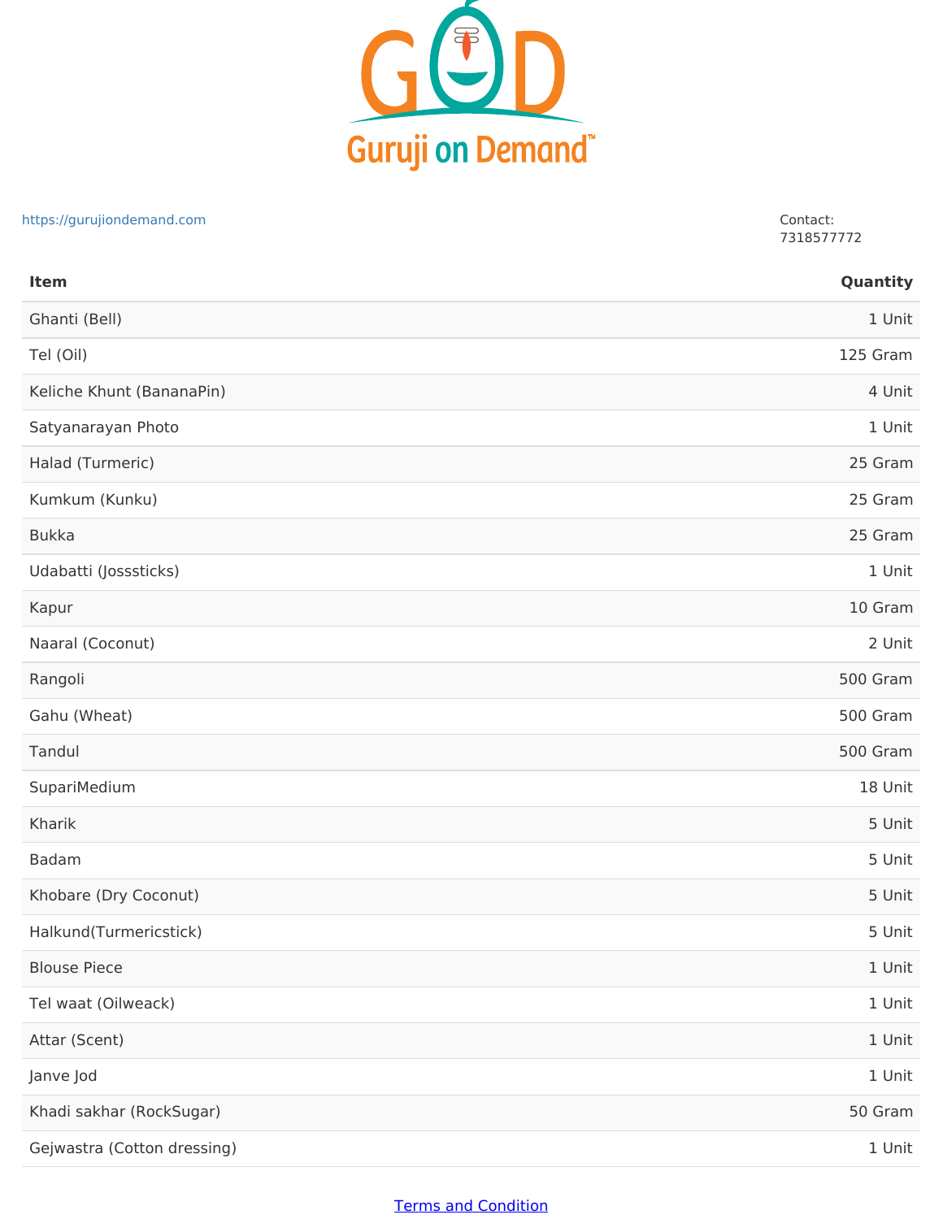# GOD

Guruji on Demand™

https://gurujiondemand.com

Contact:
7318577772

| Item | Quantity |
| --- | ---: |
| Ghanti (Bell) | 1 Unit |
| Tel (Oil) | 125 Gram |
| Keliche Khunt (BananaPin) | 4 Unit |
| Satyanarayan Photo | 1 Unit |
| Halad (Turmeric) | 25 Gram |
| Kumkum (Kunku) | 25 Gram |
| Bukka | 25 Gram |
| Udabatti (Josssticks) | 1 Unit |
| Kapur | 10 Gram |
| Naaral (Coconut) | 2 Unit |
| Rangoli | 500 Gram |
| Gahu (Wheat) | 500 Gram |
| Tandul | 500 Gram |
| SupariMedium | 18 Unit |
| Kharik | 5 Unit |
| Badam | 5 Unit |
| Khobare (Dry Coconut) | 5 Unit |
| Halkund(Turmericstick) | 5 Unit |
| Blouse Piece | 1 Unit |
| Tel waat (Oilweack) | 1 Unit |
| Attar (Scent) | 1 Unit |
| Janve Jod | 1 Unit |
| Khadi sakhar (RockSugar) | 50 Gram |
| Gejwastra (Cotton dressing) | 1 Unit |

Terms and Condition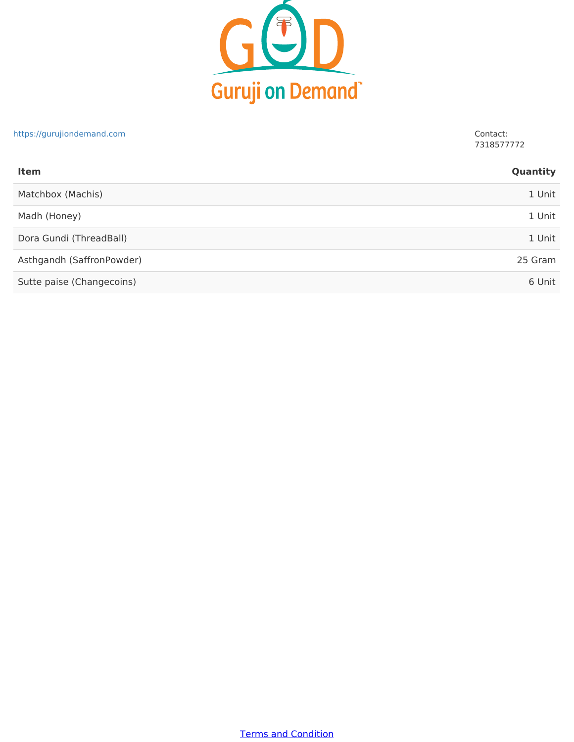Guruji on Demand™

https://gurujiondemand.com

Contact:
7318577772

| Item | Quantity |
|---|---|
| Matchbox (Machis) | 1 Unit |
| Madh (Honey) | 1 Unit |
| Dora Gundi (ThreadBall) | 1 Unit |
| Asthgandh (SaffronPowder) | 25 Gram |
| Sutte paise (Changecoins) | 6 Unit |

Terms and Condition